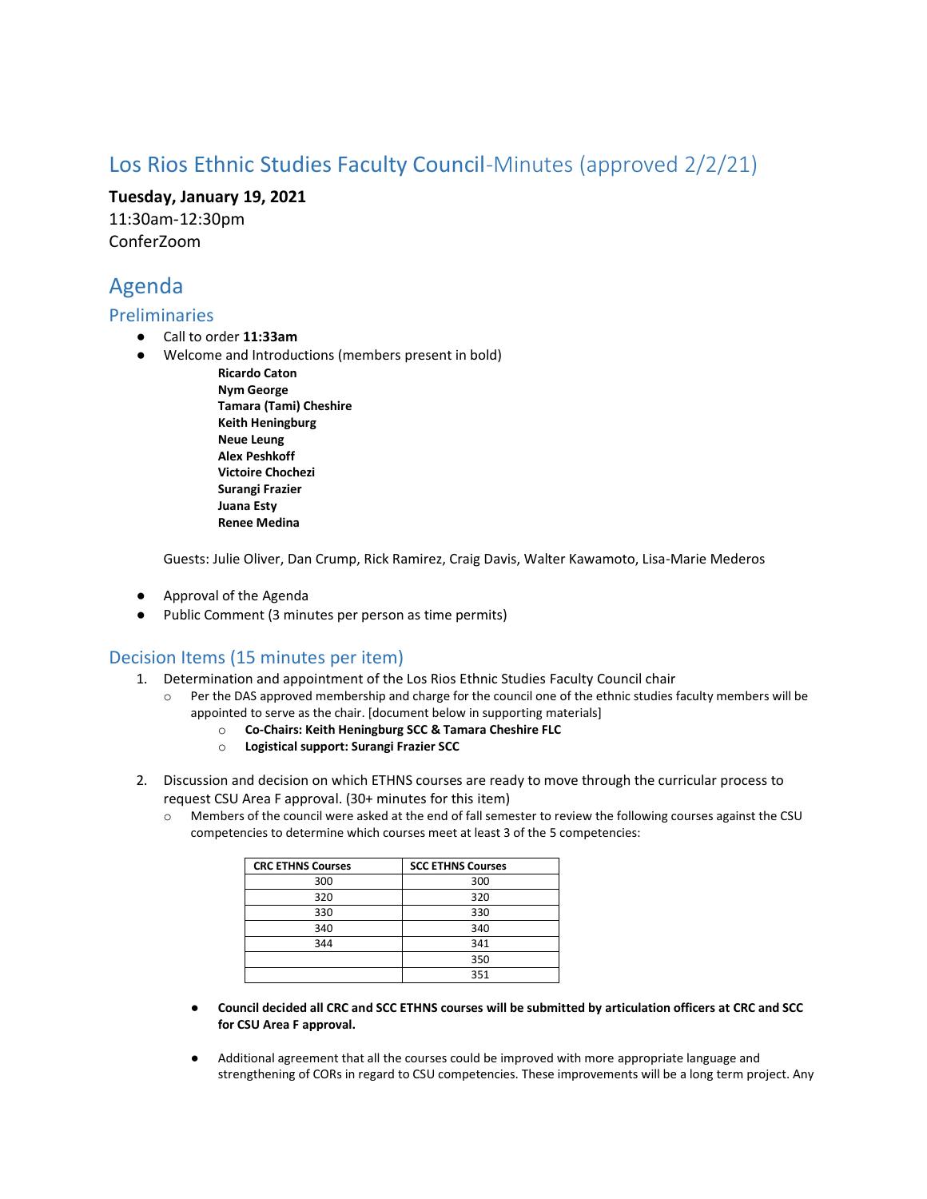# Los Rios Ethnic Studies Faculty Council-Minutes (approved 2/2/21)

**Tuesday, January 19, 2021**
11:30am-12:30pm
ConferZoom

## Agenda

### Preliminaries

- Call to order **11:33am**
- Welcome and Introductions (members present in bold)
  - **Ricardo Caton**
  - **Nym George**
  - **Tamara (Tami) Cheshire**
  - **Keith Heningburg**
  - **Neue Leung**
  - **Alex Peshkoff**
  - **Victoire Chochezi**
  - **Surangi Frazier**
  - **Juana Esty**
  - **Renee Medina**

  Guests: Julie Oliver, Dan Crump, Rick Ramirez, Craig Davis, Walter Kawamoto, Lisa-Marie Mederos

- Approval of the Agenda
- Public Comment (3 minutes per person as time permits)

### Decision Items (15 minutes per item)

1. Determination and appointment of the Los Rios Ethnic Studies Faculty Council chair
   - Per the DAS approved membership and charge for the council one of the ethnic studies faculty members will be appointed to serve as the chair. [document below in supporting materials]
     - **Co-Chairs: Keith Heningburg SCC & Tamara Cheshire FLC**
     - **Logistical support: Surangi Frazier SCC**

2. Discussion and decision on which ETHNS courses are ready to move through the curricular process to request CSU Area F approval. (30+ minutes for this item)
   - Members of the council were asked at the end of fall semester to review the following courses against the CSU competencies to determine which courses meet at least 3 of the 5 competencies:

| CRC ETHNS Courses | SCC ETHNS Courses |
|---|---|
| 300 | 300 |
| 320 | 320 |
| 330 | 330 |
| 340 | 340 |
| 344 | 341 |
| | 350 |
| | 351 |

- **Council decided all CRC and SCC ETHNS courses will be submitted by articulation officers at CRC and SCC for CSU Area F approval.**

- Additional agreement that all the courses could be improved with more appropriate language and strengthening of CORs in regard to CSU competencies. These improvements will be a long term project. Any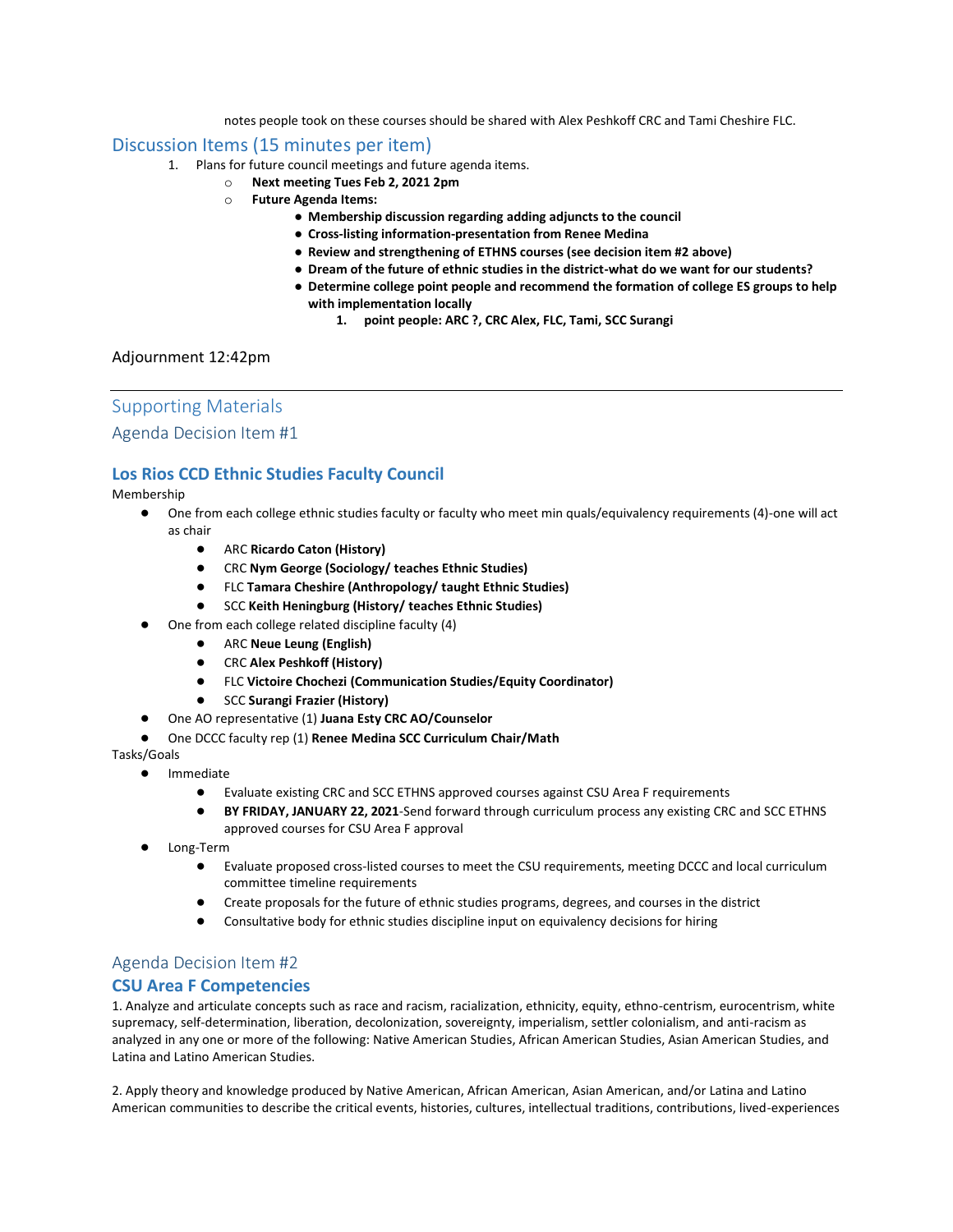notes people took on these courses should be shared with Alex Peshkoff CRC and Tami Cheshire FLC.

## Discussion Items (15 minutes per item)

1. Plans for future council meetings and future agenda items.
   - **Next meeting Tues Feb 2, 2021 2pm**
   - **Future Agenda Items:**
     - **Membership discussion regarding adding adjuncts to the council**
     - **Cross-listing information-presentation from Renee Medina**
     - **Review and strengthening of ETHNS courses (see decision item #2 above)**
     - **Dream of the future of ethnic studies in the district-what do we want for our students?**
     - **Determine college point people and recommend the formation of college ES groups to help with implementation locally**
       1. **point people: ARC ?, CRC Alex, FLC, Tami, SCC Surangi**

Adjournment 12:42pm

---

## Supporting Materials

## Agenda Decision Item #1

### Los Rios CCD Ethnic Studies Faculty Council

Membership

- One from each college ethnic studies faculty or faculty who meet min quals/equivalency requirements (4)-one will act as chair
  - ARC **Ricardo Caton (History)**
  - CRC **Nym George (Sociology/ teaches Ethnic Studies)**
  - FLC **Tamara Cheshire (Anthropology/ taught Ethnic Studies)**
  - SCC **Keith Heningburg (History/ teaches Ethnic Studies)**
- One from each college related discipline faculty (4)
  - ARC **Neue Leung (English)**
  - CRC **Alex Peshkoff (History)**
  - FLC **Victoire Chochezi (Communication Studies/Equity Coordinator)**
  - SCC **Surangi Frazier (History)**
- One AO representative (1) **Juana Esty CRC AO/Counselor**
- One DCCC faculty rep (1) **Renee Medina SCC Curriculum Chair/Math**

Tasks/Goals

- Immediate
  - Evaluate existing CRC and SCC ETHNS approved courses against CSU Area F requirements
  - **BY FRIDAY, JANUARY 22, 2021**-Send forward through curriculum process any existing CRC and SCC ETHNS approved courses for CSU Area F approval
- Long-Term
  - Evaluate proposed cross-listed courses to meet the CSU requirements, meeting DCCC and local curriculum committee timeline requirements
  - Create proposals for the future of ethnic studies programs, degrees, and courses in the district
  - Consultative body for ethnic studies discipline input on equivalency decisions for hiring

## Agenda Decision Item #2

### CSU Area F Competencies

1. Analyze and articulate concepts such as race and racism, racialization, ethnicity, equity, ethno-centrism, eurocentrism, white supremacy, self-determination, liberation, decolonization, sovereignty, imperialism, settler colonialism, and anti-racism as analyzed in any one or more of the following: Native American Studies, African American Studies, Asian American Studies, and Latina and Latino American Studies.

2. Apply theory and knowledge produced by Native American, African American, Asian American, and/or Latina and Latino American communities to describe the critical events, histories, cultures, intellectual traditions, contributions, lived-experiences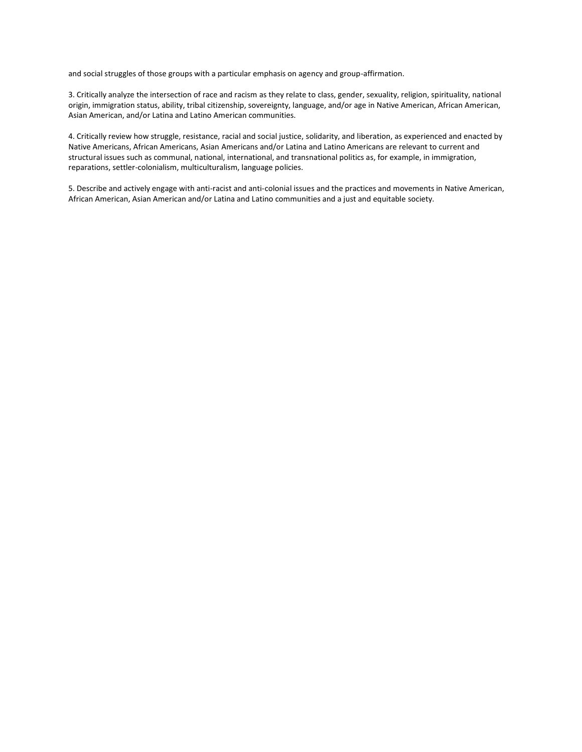and social struggles of those groups with a particular emphasis on agency and group-affirmation.

3. Critically analyze the intersection of race and racism as they relate to class, gender, sexuality, religion, spirituality, national origin, immigration status, ability, tribal citizenship, sovereignty, language, and/or age in Native American, African American, Asian American, and/or Latina and Latino American communities.

4. Critically review how struggle, resistance, racial and social justice, solidarity, and liberation, as experienced and enacted by Native Americans, African Americans, Asian Americans and/or Latina and Latino Americans are relevant to current and structural issues such as communal, national, international, and transnational politics as, for example, in immigration, reparations, settler-colonialism, multiculturalism, language policies.

5. Describe and actively engage with anti-racist and anti-colonial issues and the practices and movements in Native American, African American, Asian American and/or Latina and Latino communities and a just and equitable society.